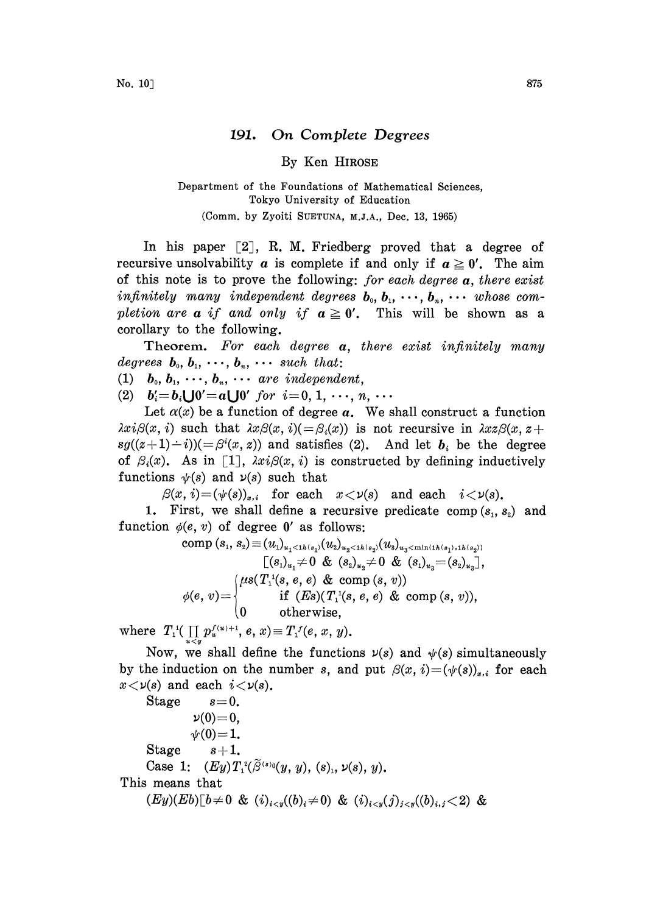# 191. *On Complete Degrees*

By Ken HIROSE

Department of the Foundations of Mathematical Sciences, Tokyo University of Education

(Comm. by Zyoiti SUETUNA, M.J.A., Dec. 13, 1965)

In his paper [2], R. M. Friedberg proved that a degree of recursive unsolvability $\boldsymbol{a}$ is complete if and only if $\boldsymbol{a} \geqq \boldsymbol{0}'$. The aim of this note is to prove the following: *for each degree* $\boldsymbol{a}$, *there exist infinitely many independent degrees* $\boldsymbol{b}_0, \boldsymbol{b}_1, \cdots, \boldsymbol{b}_n, \cdots$ *whose completion are* $\boldsymbol{a}$ *if and only if* $\boldsymbol{a} \geqq \boldsymbol{0}'$. This will be shown as a corollary to the following.

**Theorem.** *For each degree* $\boldsymbol{a}$, *there exist infinitely many degrees* $\boldsymbol{b}_0, \boldsymbol{b}_1, \cdots, \boldsymbol{b}_n, \cdots$ *such that*:

(1) $\boldsymbol{b}_0, \boldsymbol{b}_1, \cdots, \boldsymbol{b}_n, \cdots$ *are independent*,

(2) $\boldsymbol{b}_i' = \boldsymbol{b}_i \cup \boldsymbol{0}' = \boldsymbol{a} \cup \boldsymbol{0}'$ *for* $i = 0, 1, \cdots, n, \cdots$

Let $\alpha(x)$ be a function of degree $\boldsymbol{a}$. We shall construct a function $\lambda x i \beta(x, i)$ such that $\lambda x \beta(x, i) (= \beta_i(x))$ is not recursive in $\lambda x z \beta(x, z + sg((z+1) \dot{-} i)) (= \beta^i(x, z))$ and satisfies (2). And let $\boldsymbol{b}_i$ be the degree of $\beta_i(x)$. As in [1], $\lambda x i \beta(x, i)$ is constructed by defining inductively functions $\psi(s)$ and $\nu(s)$ such that

$$\beta(x, i) = (\psi(s))_{x,i} \quad \text{for each} \quad x < \nu(s) \quad \text{and each} \quad i < \nu(s).$$

1. First, we shall define a recursive predicate $\text{comp}(s_1, s_2)$ and function $\phi(e, v)$ of degree $\boldsymbol{0}'$ as follows:

$$\text{comp}(s_1, s_2) \equiv (u_1)_{u_1 < lh(s_1)} (u_2)_{u_2 < lh(s_2)} (u_3)_{u_3 < \min(lh(s_1), lh(s_2))} [(s_1)_{u_1} \neq 0 \ \& \ (s_2)_{u_2} \neq 0 \ \& \ (s_1)_{u_3} = (s_2)_{u_3}],$$

$$\phi(e, v) = \begin{cases} \mu s (T_1^1(s, e, e) \ \& \ \text{comp}(s, v)) \\ \qquad \text{if } (Es)(T_1^1(s, e, e) \ \& \ \text{comp}(s, v)), \\ 0 \qquad \text{otherwise}, \end{cases}$$

where $T_1^1(\prod_{u<y} p_u^{f(u)+1}, e, x) \equiv T_1^f(e, x, y)$.

Now, we shall define the functions $\nu(s)$ and $\psi(s)$ simultaneously by the induction on the number $s$, and put $\beta(x, i) = (\psi(s))_{x,i}$ for each $x < \nu(s)$ and each $i < \nu(s)$.

Stage $\quad s = 0$.

$\nu(0) = 0$,

$\psi(0) = 1$.

Stage $\quad s + 1$.

Case 1: $\quad (Ey) T_1^2(\widetilde{\beta}^{(s)_0}(y, y), (s)_1, \nu(s), y)$.

This means that

$(Ey)(Eb)[b \neq 0 \ \& \ (i)_{i<y}((b)_i \neq 0) \ \& \ (i)_{i<y}(j)_{j<y}((b)_{i,j} < 2) \ \&$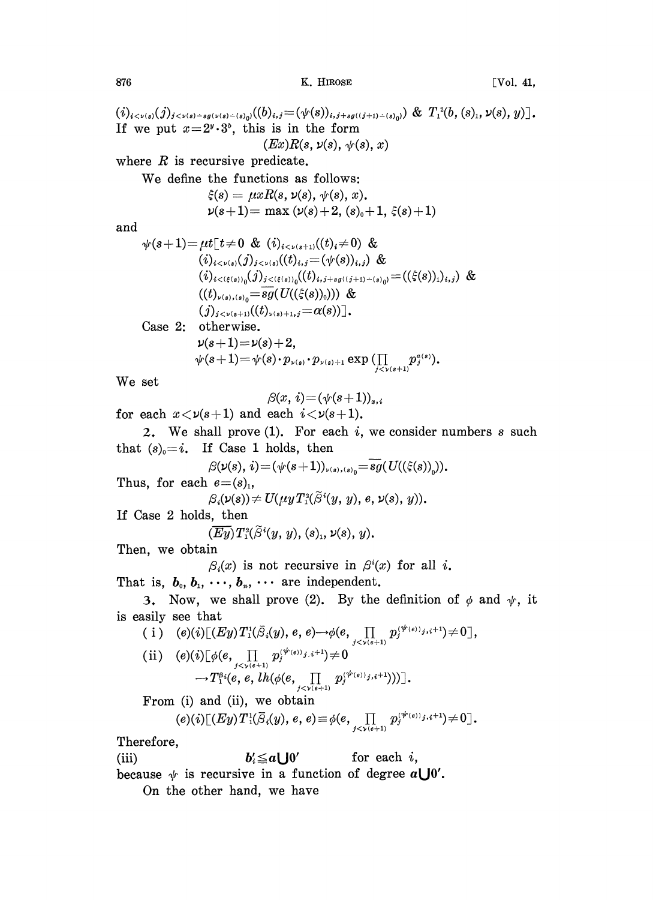$(i)_{i<\nu(s)}(j)_{j<\nu(s)\dot{-}sg(\nu(s)\dot{-}(s)_0)}((b)_{i,j}=(\psi(s))_{i,j+sg((j+1)\dot{-}(s)_0)})$ & $T_1^2(b, (s)_1, \nu(s), y)]$.
If we put $x=2^y\cdot 3^b$, this is in the form

$$(Ex)R(s, \nu(s), \psi(s), x)$$

where $R$ is recursive predicate.

We define the functions as follows:

$$\xi(s) = \mu x R(s, \nu(s), \psi(s), x).$$

$$\nu(s+1) = \max(\nu(s)+2, (s)_0+1, \xi(s)+1)$$

and

$$\begin{aligned}\psi(s+1)=\mu t[&t\neq 0 \ \& \ (i)_{i<\nu(s+1)}((t)_i\neq 0) \ \& \\ &(i)_{i<\nu(s)}(j)_{j<\nu(s)}((t)_{i,j}=(\psi(s))_{i,j}) \ \& \\ &(i)_{i<(\xi(s))_0}(j)_{j<(\xi(s))_0}((t)_{i,j+sg((j+1)\dot{-}(s)_0)}=((\xi(s))_1)_{i,j}) \ \& \\ &((t)_{\nu(s),(s)_0}=\overline{sg}(U((\xi(s))_0))) \ \& \\ &(j)_{j<\nu(s+1)}((t)_{\nu(s)+1,j}=\alpha(s))].\end{aligned}$$

Case 2: otherwise.

$$\nu(s+1)=\nu(s)+2,$$

$$\psi(s+1)=\psi(s)\cdot p_{\nu(s)}\cdot p_{\nu(s)+1}\exp\left(\prod_{j<\nu(s+1)} p_j^{\alpha(s)}\right).$$

We set

$$\beta(x, i) = (\psi(s+1))_{x,i}$$

for each $x<\nu(s+1)$ and each $i<\nu(s+1)$.

2. We shall prove (1). For each $i$, we consider numbers $s$ such that $(s)_0=i$. If Case 1 holds, then

$$\beta(\nu(s), i) = (\psi(s+1))_{\nu(s),(s)_0} = \overline{sg}(U((\xi(s))_0)).$$

Thus, for each $e=(s)_1$,

$$\beta_i(\nu(s)) \neq U(\mu y T_1^2(\widetilde{\beta}^i(y, y), e, \nu(s), y)).$$

If Case 2 holds, then

$$(\overline{Ey})T_1^2(\widetilde{\beta}^i(y, y), (s)_1, \nu(s), y).$$

Then, we obtain

$$\beta_i(x) \text{ is not recursive in } \beta^i(x) \text{ for all } i.$$

That is, $\boldsymbol{b}_0, \boldsymbol{b}_1, \cdots, \boldsymbol{b}_n, \cdots$ are independent.

3. Now, we shall prove (2). By the definition of $\phi$ and $\psi$, it is easily see that

(i) $(e)(i)[(Ey)T_1^1(\bar{\beta}_i(y), e, e) \rightarrow \phi(e, \prod_{j<\nu(e+1)} p_j^{(\psi(e))_{j,i+1}}) \neq 0]$,

(ii) $(e)(i)[\phi(e, \prod_{j<\nu(e+1)} p_j^{(\psi(e))_{j,i+1}}) \neq 0$
$\rightarrow T_1^{\beta_i}(e, e, lh(\phi(e, \prod_{j<\nu(e+1)} p_j^{(\psi(e))_{j,i+1}})))]$.

From (i) and (ii), we obtain

$$(e)(i)[(Ey)T_1^1(\bar{\beta}_i(y), e, e) \equiv \phi(e, \prod_{j<\nu(e+1)} p_j^{(\psi(e))_{j,i+1}}) \neq 0].$$

Therefore,

(iii) $\qquad \boldsymbol{b}_i' \leqq \boldsymbol{a} \cup \boldsymbol{0}' \qquad$ for each $i$,

because $\psi$ is recursive in a function of degree $\boldsymbol{a} \cup \boldsymbol{0}'$.

On the other hand, we have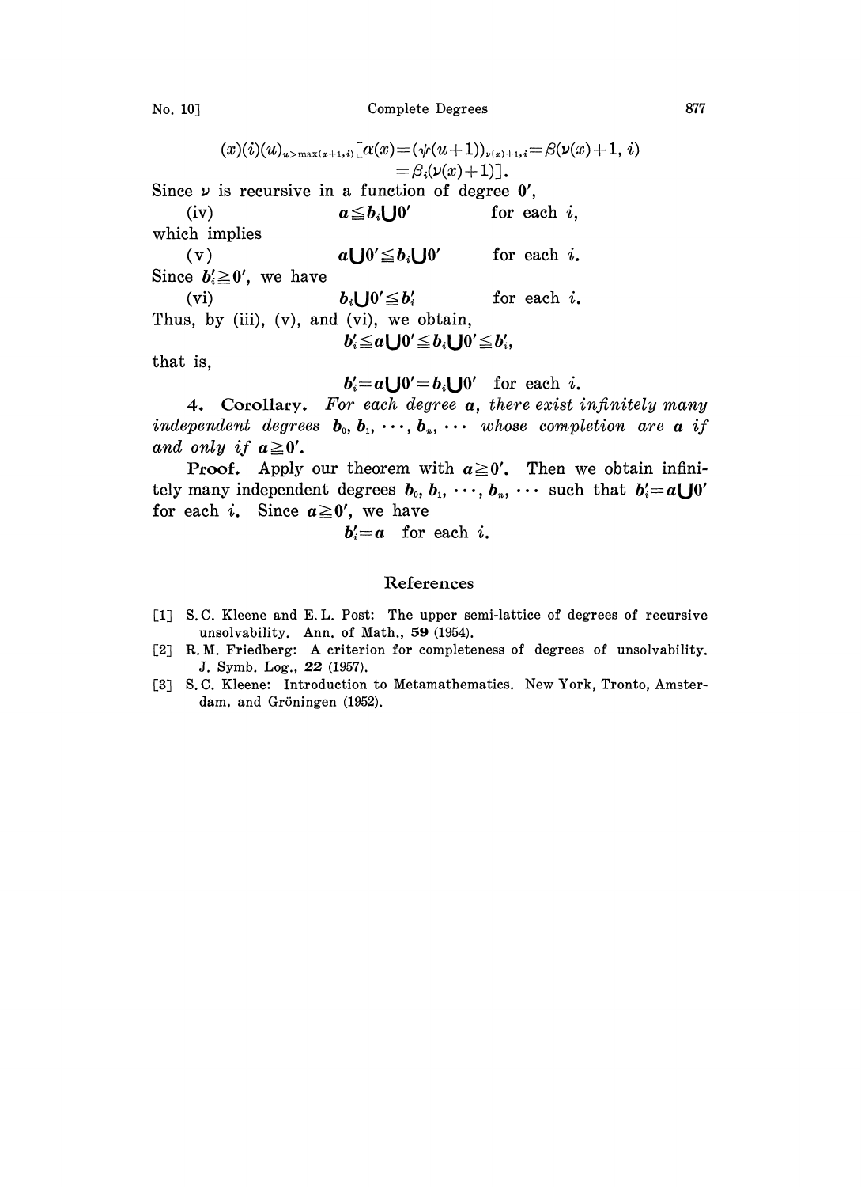$$(x)(i)(u)_{u>\max(x+1,i)}[\alpha(x)=(\psi(u+1))_{\nu(x)+1,i}=\beta(\nu(x)+1,\ i)$$
$$=\beta_i(\nu(x)+1)].$$

Since $\nu$ is recursive in a function of degree $\mathbf{0}'$,

(iv) $\qquad \mathbf{a} \leqq \mathbf{b}_i \cup \mathbf{0}' \qquad$ for each $i$,

which implies

(v) $\qquad \mathbf{a} \cup \mathbf{0}' \leqq \mathbf{b}_i \cup \mathbf{0}' \qquad$ for each $i$.

Since $\mathbf{b}_i' \geqq \mathbf{0}'$, we have

(vi) $\qquad \mathbf{b}_i \cup \mathbf{0}' \leqq \mathbf{b}_i' \qquad$ for each $i$.

Thus, by (iii), (v), and (vi), we obtain,

$$\mathbf{b}_i' \leqq \mathbf{a} \cup \mathbf{0}' \leqq \mathbf{b}_i \cup \mathbf{0}' \leqq \mathbf{b}_i',$$

that is,

$$\mathbf{b}_i' = \mathbf{a} \cup \mathbf{0}' = \mathbf{b}_i \cup \mathbf{0}' \quad \text{for each } i.$$

**4. Corollary.** *For each degree $\mathbf{a}$, there exist infinitely many independent degrees $\mathbf{b}_0, \mathbf{b}_1, \cdots, \mathbf{b}_n, \cdots$ whose completion are $\mathbf{a}$ if and only if $\mathbf{a} \geqq \mathbf{0}'$.*

**Proof.** Apply our theorem with $\mathbf{a} \geqq \mathbf{0}'$. Then we obtain infinitely many independent degrees $\mathbf{b}_0, \mathbf{b}_1, \cdots, \mathbf{b}_n, \cdots$ such that $\mathbf{b}_i' = \mathbf{a} \cup \mathbf{0}'$ for each $i$. Since $\mathbf{a} \geqq \mathbf{0}'$, we have

$$\mathbf{b}_i' = \mathbf{a} \quad \text{for each } i.$$

## References

[1] S. C. Kleene and E. L. Post: The upper semi-lattice of degrees of recursive unsolvability. Ann. of Math., **59** (1954).

[2] R. M. Friedberg: A criterion for completeness of degrees of unsolvability. J. Symb. Log., **22** (1957).

[3] S. C. Kleene: Introduction to Metamathematics. New York, Tronto, Amsterdam, and Gröningen (1952).